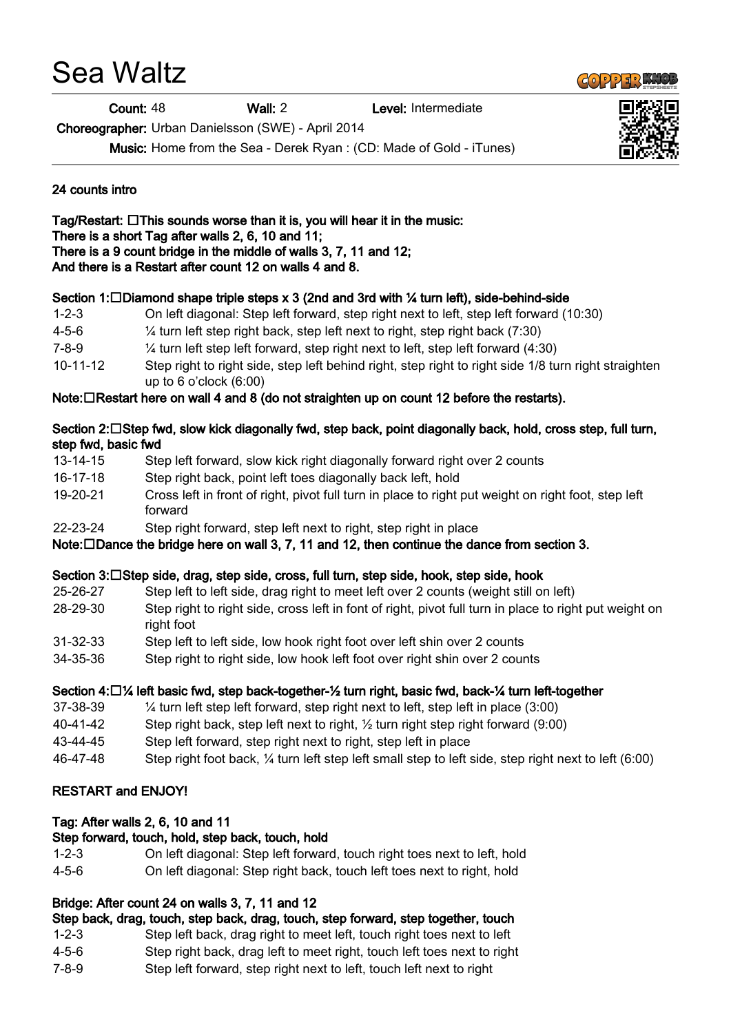# Sea Waltz

**Count:** 48 **Wall:** 2 **Level:** Intermediate

**Choreographer:** Urban Danielsson (SWE) - April 2014

**Music:** Home from the Sea - Derek Ryan : (CD: Made of Gold - iTunes)

**24 counts intro**

**Tag/Restart: This sounds worse than it is, you will hear it in the music:**
**There is a short Tag after walls 2, 6, 10 and 11;**
**There is a 9 count bridge in the middle of walls 3, 7, 11 and 12;**
**And there is a Restart after count 12 on walls 4 and 8.**

**Section 1: Diamond shape triple steps x 3 (2nd and 3rd with ¼ turn left), side-behind-side**

| | |
|---|---|
| 1-2-3 | On left diagonal: Step left forward, step right next to left, step left forward (10:30) |
| 4-5-6 | ¼ turn left step right back, step left next to right, step right back (7:30) |
| 7-8-9 | ¼ turn left step left forward, step right next to left, step left forward (4:30) |
| 10-11-12 | Step right to right side, step left behind right, step right to right side 1/8 turn right straighten up to 6 o'clock (6:00) |

**Note: Restart here on wall 4 and 8 (do not straighten up on count 12 before the restarts).**

**Section 2: Step fwd, slow kick diagonally fwd, step back, point diagonally back, hold, cross step, full turn, step fwd, basic fwd**

| | |
|---|---|
| 13-14-15 | Step left forward, slow kick right diagonally forward right over 2 counts |
| 16-17-18 | Step right back, point left toes diagonally back left, hold |
| 19-20-21 | Cross left in front of right, pivot full turn in place to right put weight on right foot, step left forward |
| 22-23-24 | Step right forward, step left next to right, step right in place |

**Note: Dance the bridge here on wall 3, 7, 11 and 12, then continue the dance from section 3.**

**Section 3: Step side, drag, step side, cross, full turn, step side, hook, step side, hook**

| | |
|---|---|
| 25-26-27 | Step left to left side, drag right to meet left over 2 counts (weight still on left) |
| 28-29-30 | Step right to right side, cross left in font of right, pivot full turn in place to right put weight on right foot |
| 31-32-33 | Step left to left side, low hook right foot over left shin over 2 counts |
| 34-35-36 | Step right to right side, low hook left foot over right shin over 2 counts |

**Section 4: ¼ left basic fwd, step back-together-½ turn right, basic fwd, back-¼ turn left-together**

| | |
|---|---|
| 37-38-39 | ¼ turn left step left forward, step right next to left, step left in place (3:00) |
| 40-41-42 | Step right back, step left next to right, ½ turn right step right forward (9:00) |
| 43-44-45 | Step left forward, step right next to right, step left in place |
| 46-47-48 | Step right foot back, ¼ turn left step left small step to left side, step right next to left (6:00) |

**RESTART and ENJOY!**

**Tag: After walls 2, 6, 10 and 11**
**Step forward, touch, hold, step back, touch, hold**

| | |
|---|---|
| 1-2-3 | On left diagonal: Step left forward, touch right toes next to left, hold |
| 4-5-6 | On left diagonal: Step right back, touch left toes next to right, hold |

**Bridge: After count 24 on walls 3, 7, 11 and 12**
**Step back, drag, touch, step back, drag, touch, step forward, step together, touch**

| | |
|---|---|
| 1-2-3 | Step left back, drag right to meet left, touch right toes next to left |
| 4-5-6 | Step right back, drag left to meet right, touch left toes next to right |
| 7-8-9 | Step left forward, step right next to left, touch left next to right |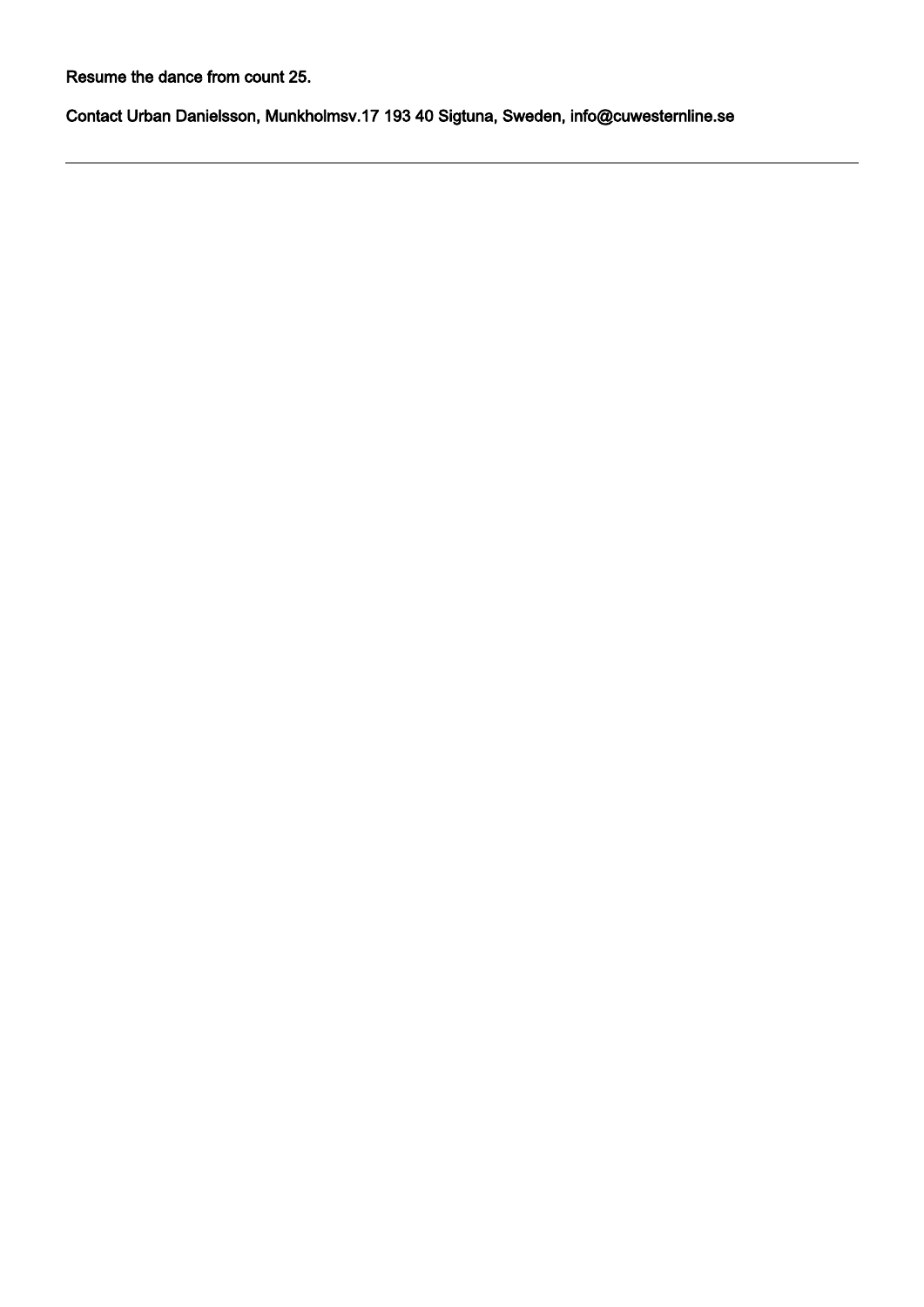Resume the dance from count 25.

Contact Urban Danielsson, Munkholmsv.17 193 40 Sigtuna, Sweden, info@cuwesternline.se

---